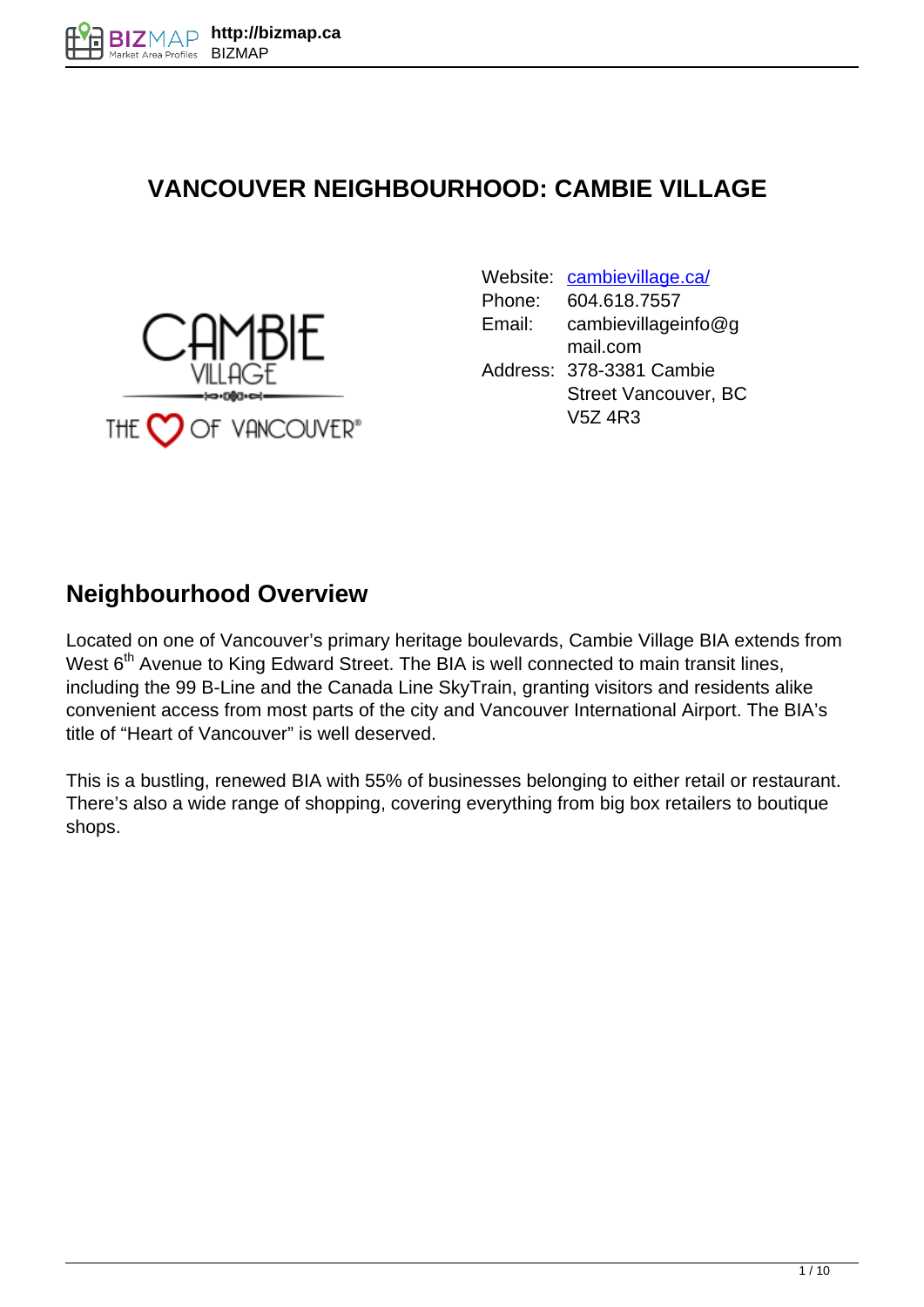# VANCOUVER NEIGHBOURHOOD: CAMBIE VILLAGE

| | |
|---|---|
| Website: | cambievillage.ca/ |
| Phone: | 604.618.7557 |
| Email: | cambievillageinfo@gmail.com |
| Address: | 378-3381 Cambie Street Vancouver, BC V5Z 4R3 |

## Neighbourhood Overview

Located on one of Vancouver's primary heritage boulevards, Cambie Village BIA extends from West 6th Avenue to King Edward Street. The BIA is well connected to main transit lines, including the 99 B-Line and the Canada Line SkyTrain, granting visitors and residents alike convenient access from most parts of the city and Vancouver International Airport. The BIA's title of "Heart of Vancouver" is well deserved.

This is a bustling, renewed BIA with 55% of businesses belonging to either retail or restaurant. There's also a wide range of shopping, covering everything from big box retailers to boutique shops.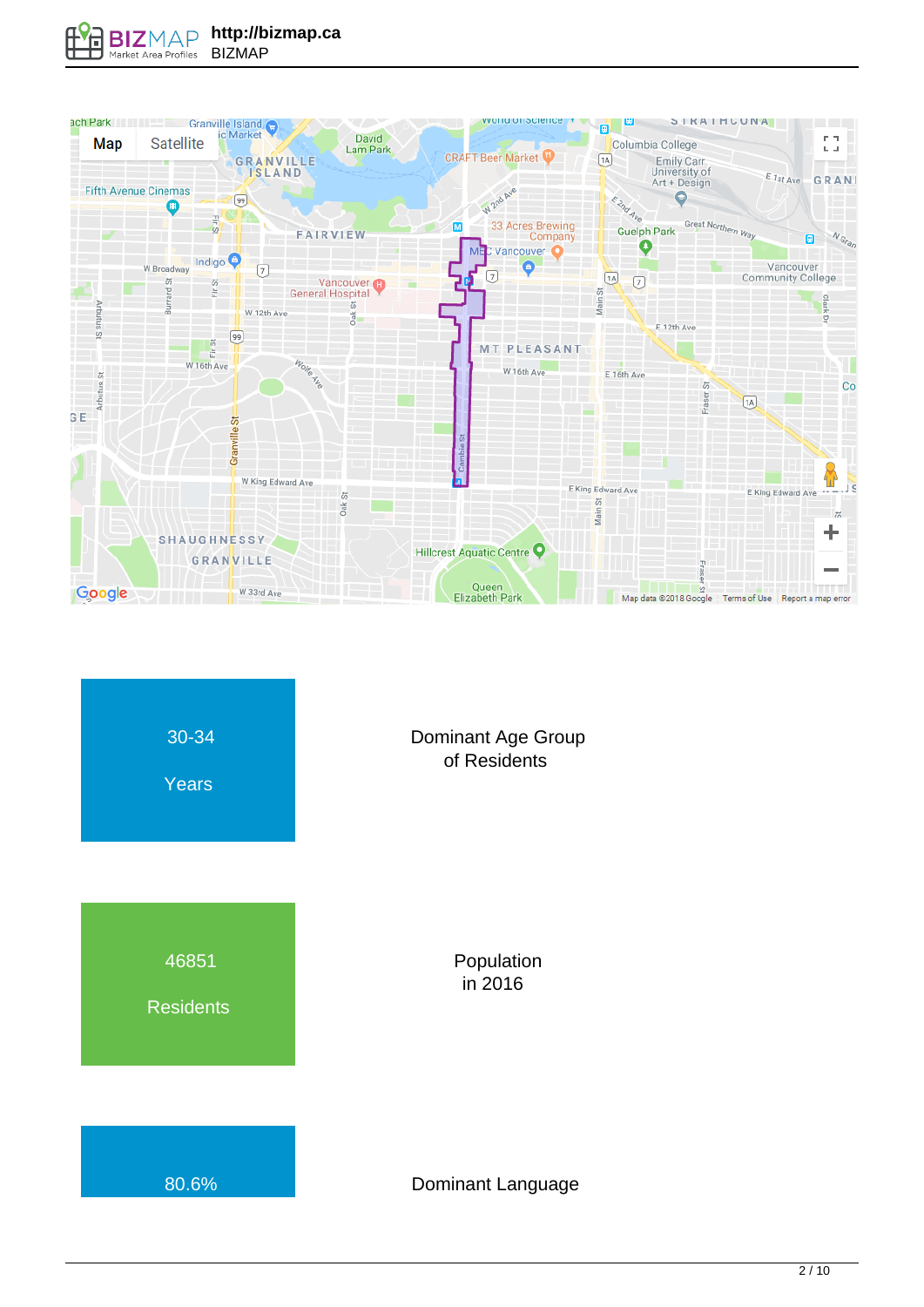30-34

Years

Dominant Age Group of Residents

46851

Residents

Population in 2016

80.6%

Dominant Language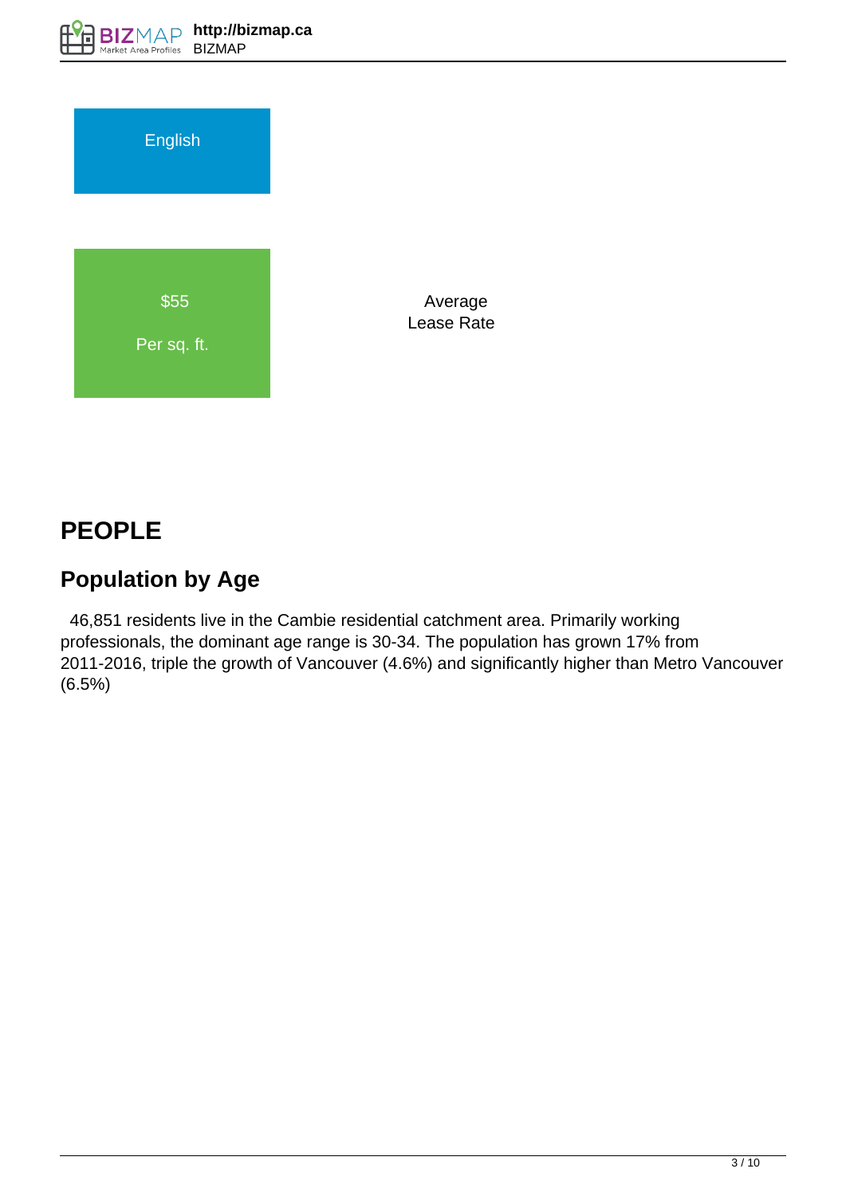English

$55

Per sq. ft.

Average Lease Rate

# PEOPLE

## Population by Age

46,851 residents live in the Cambie residential catchment area. Primarily working professionals, the dominant age range is 30-34. The population has grown 17% from 2011-2016, triple the growth of Vancouver (4.6%) and significantly higher than Metro Vancouver (6.5%)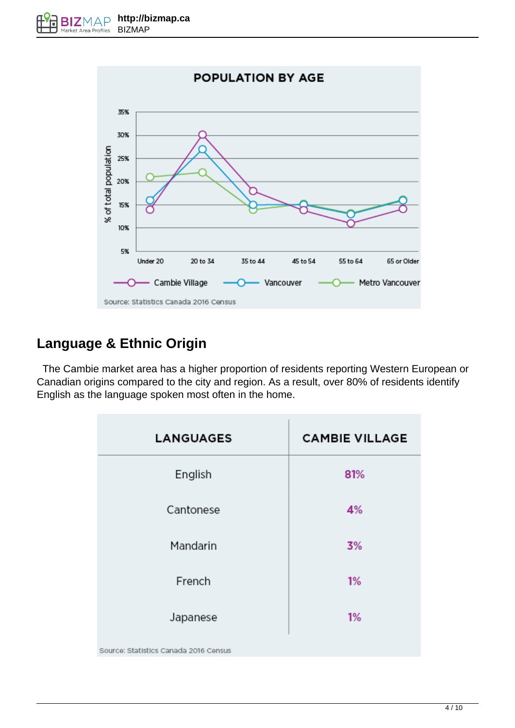POPULATION BY AGE

% of total population

| | Under 20 | 20 to 34 | 35 to 44 | 45 to 54 | 55 to 64 | 65 or Older |
|---|---|---|---|---|---|---|
| Cambie Village | 14% | 30% | 18% | 14% | 11% | 14% |
| Vancouver | 16% | 27% | 15% | 15% | 13% | 16% |
| Metro Vancouver | 21% | 22% | 14% | 15% | 13% | 16% |

Source: Statistics Canada 2016 Census

## Language & Ethnic Origin

The Cambie market area has a higher proportion of residents reporting Western European or Canadian origins compared to the city and region. As a result, over 80% of residents identify English as the language spoken most often in the home.

| LANGUAGES | CAMBIE VILLAGE |
|---|---|
| English | 81% |
| Cantonese | 4% |
| Mandarin | 3% |
| French | 1% |
| Japanese | 1% |

Source: Statistics Canada 2016 Census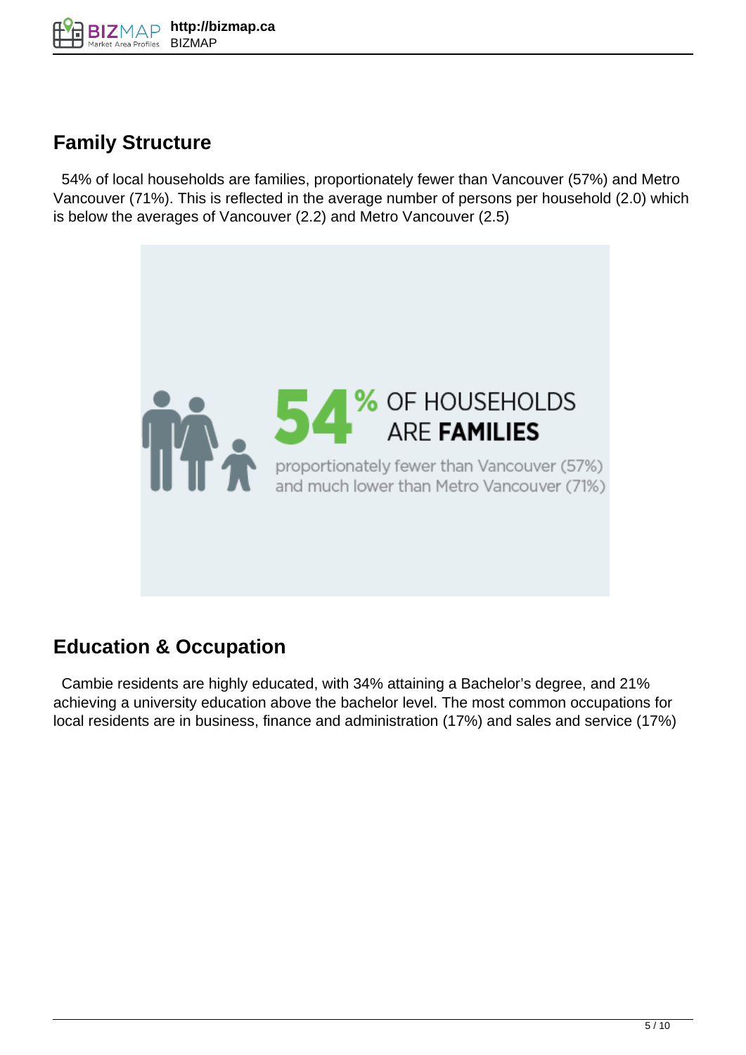## Family Structure

54% of local households are families, proportionately fewer than Vancouver (57%) and Metro Vancouver (71%). This is reflected in the average number of persons per household (2.0) which is below the averages of Vancouver (2.2) and Metro Vancouver (2.5)

**54% OF HOUSEHOLDS ARE FAMILIES**

proportionately fewer than Vancouver (57%) and much lower than Metro Vancouver (71%)

## Education & Occupation

Cambie residents are highly educated, with 34% attaining a Bachelor's degree, and 21% achieving a university education above the bachelor level. The most common occupations for local residents are in business, finance and administration (17%) and sales and service (17%)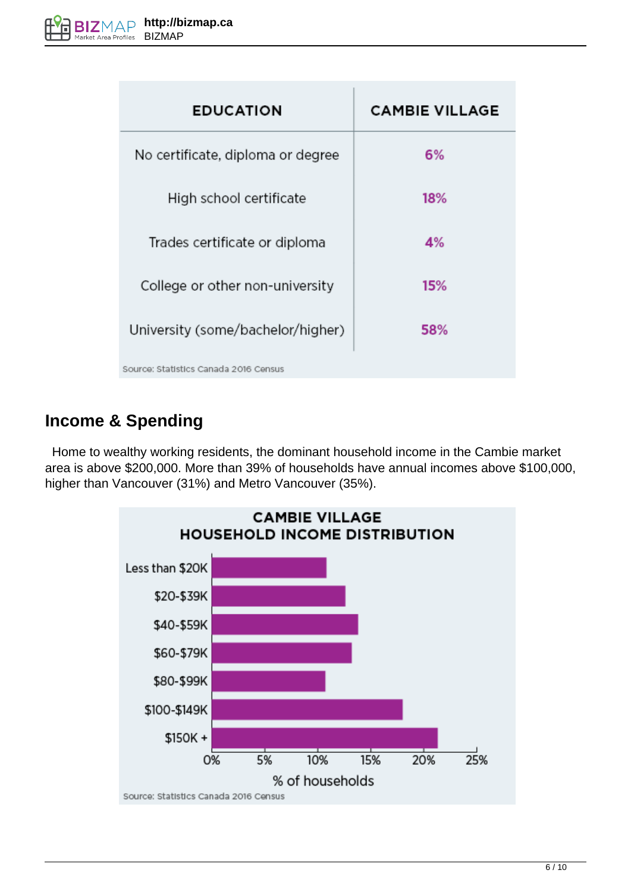| EDUCATION | CAMBIE VILLAGE |
| --- | --- |
| No certificate, diploma or degree | 6% |
| High school certificate | 18% |
| Trades certificate or diploma | 4% |
| College or other non-university | 15% |
| University (some/bachelor/higher) | 58% |

Source: Statistics Canada 2016 Census

## Income & Spending

Home to wealthy working residents, the dominant household income in the Cambie market area is above $200,000. More than 39% of households have annual incomes above $100,000, higher than Vancouver (31%) and Metro Vancouver (35%).

**CAMBIE VILLAGE HOUSEHOLD INCOME DISTRIBUTION**

Categories: Less than $20K, $20-$39K, $40-$59K, $60-$79K, $80-$99K, $100-$149K, $150K +

Axis: 0%, 5%, 10%, 15%, 20%, 25% — % of households

Source: Statistics Canada 2016 Census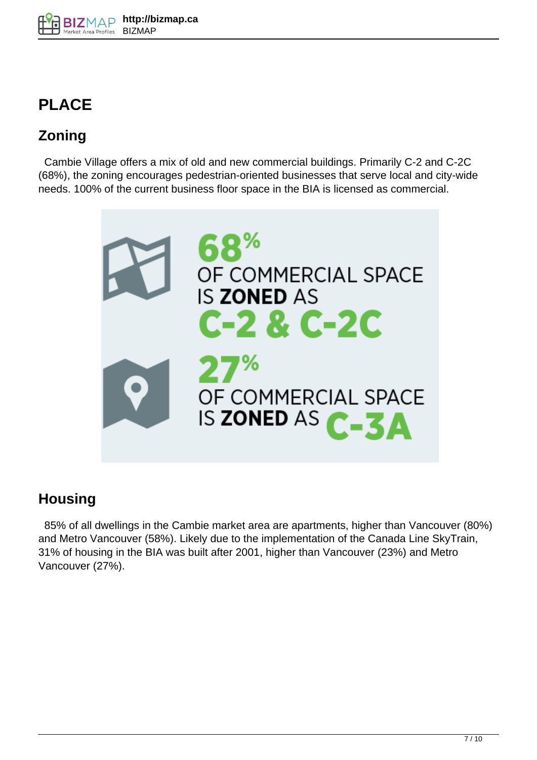# PLACE

## Zoning

Cambie Village offers a mix of old and new commercial buildings. Primarily C-2 and C-2C (68%), the zoning encourages pedestrian-oriented businesses that serve local and city-wide needs. 100% of the current business floor space in the BIA is licensed as commercial.

68% OF COMMERCIAL SPACE IS **ZONED** AS C-2 & C-2C

27% OF COMMERCIAL SPACE IS **ZONED** AS C-3A

## Housing

85% of all dwellings in the Cambie market area are apartments, higher than Vancouver (80%) and Metro Vancouver (58%). Likely due to the implementation of the Canada Line SkyTrain, 31% of housing in the BIA was built after 2001, higher than Vancouver (23%) and Metro Vancouver (27%).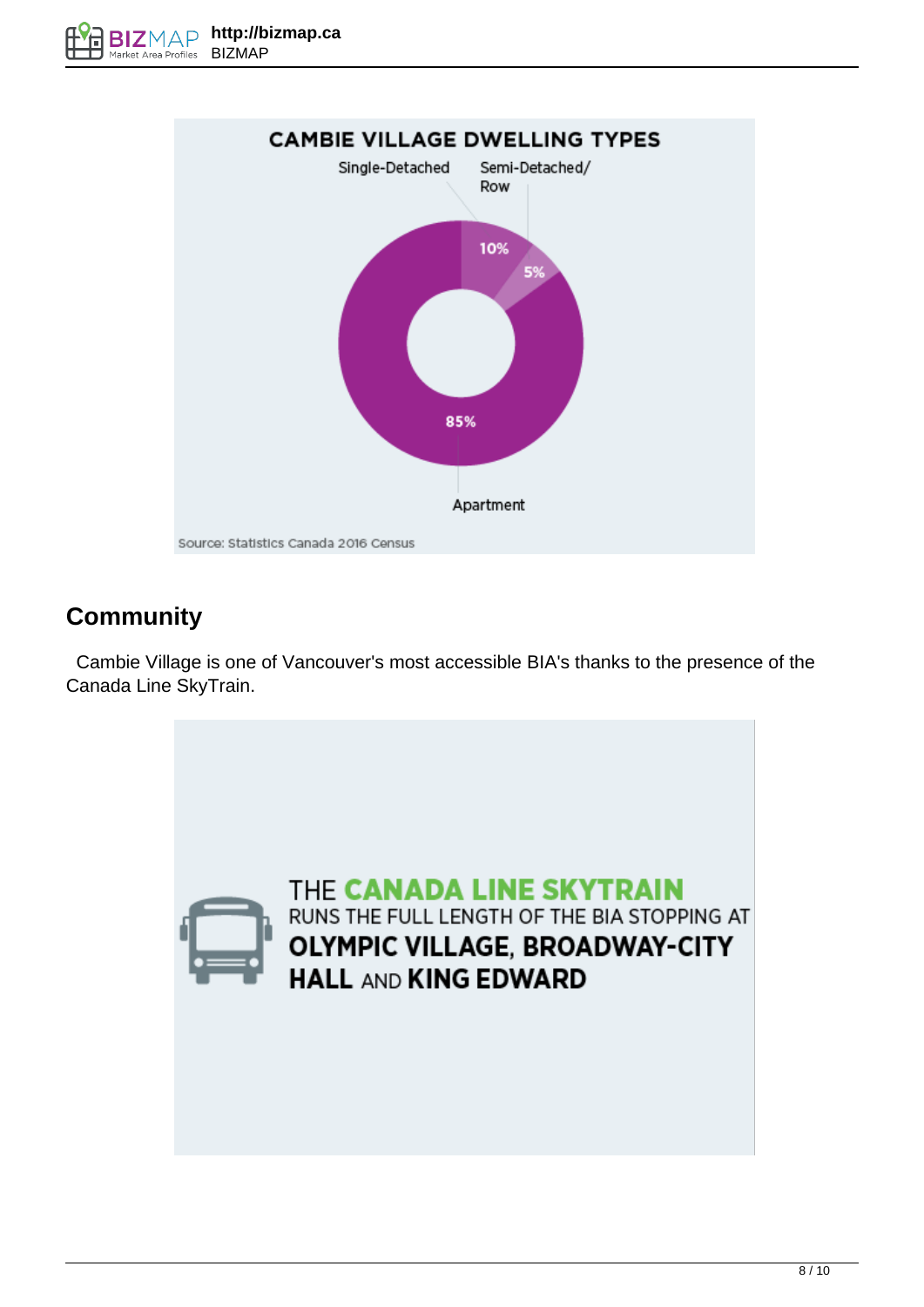CAMBIE VILLAGE DWELLING TYPES

Single-Detached 10%

Semi-Detached/Row 5%

Apartment 85%

Source: Statistics Canada 2016 Census

## Community

Cambie Village is one of Vancouver's most accessible BIA's thanks to the presence of the Canada Line SkyTrain.

THE **CANADA LINE SKYTRAIN** RUNS THE FULL LENGTH OF THE BIA STOPPING AT **OLYMPIC VILLAGE, BROADWAY-CITY HALL** AND **KING EDWARD**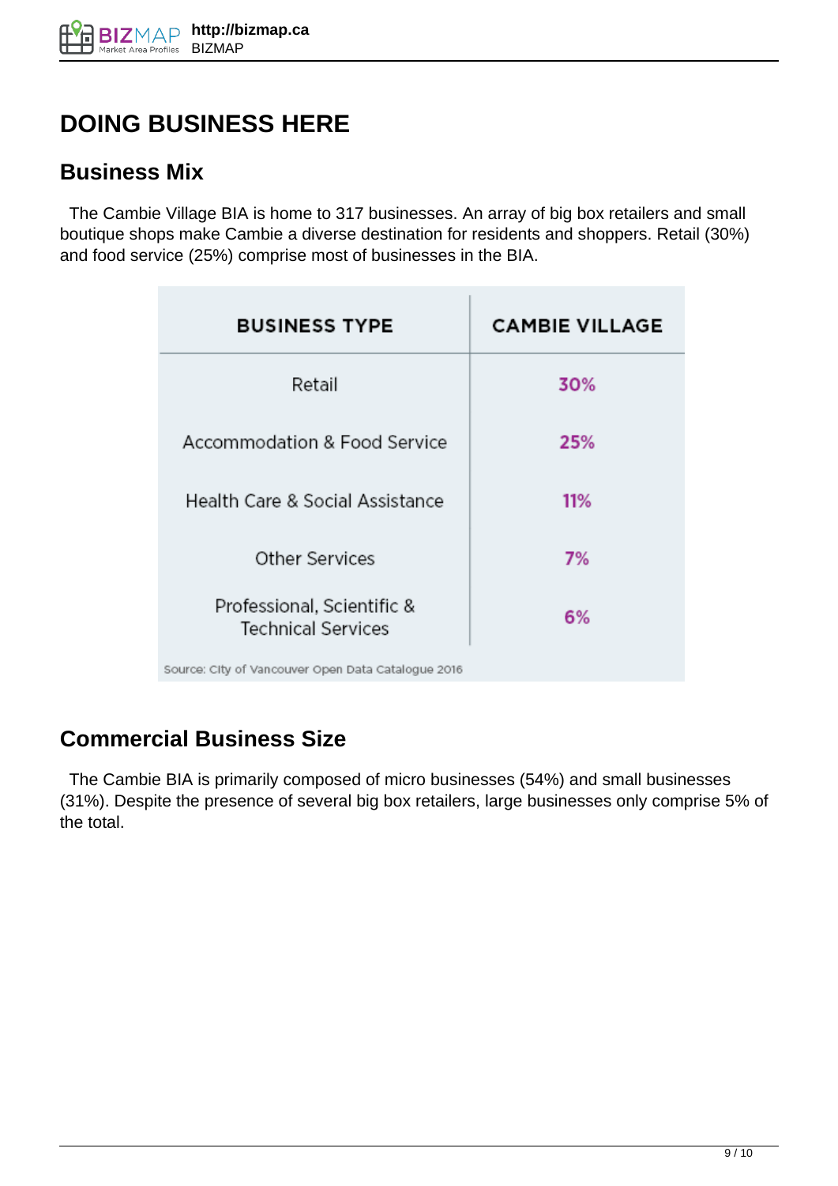# DOING BUSINESS HERE

## Business Mix

The Cambie Village BIA is home to 317 businesses. An array of big box retailers and small boutique shops make Cambie a diverse destination for residents and shoppers. Retail (30%) and food service (25%) comprise most of businesses in the BIA.

| BUSINESS TYPE | CAMBIE VILLAGE |
|---|---|
| Retail | 30% |
| Accommodation & Food Service | 25% |
| Health Care & Social Assistance | 11% |
| Other Services | 7% |
| Professional, Scientific & Technical Services | 6% |

Source: City of Vancouver Open Data Catalogue 2016

## Commercial Business Size

The Cambie BIA is primarily composed of micro businesses (54%) and small businesses (31%). Despite the presence of several big box retailers, large businesses only comprise 5% of the total.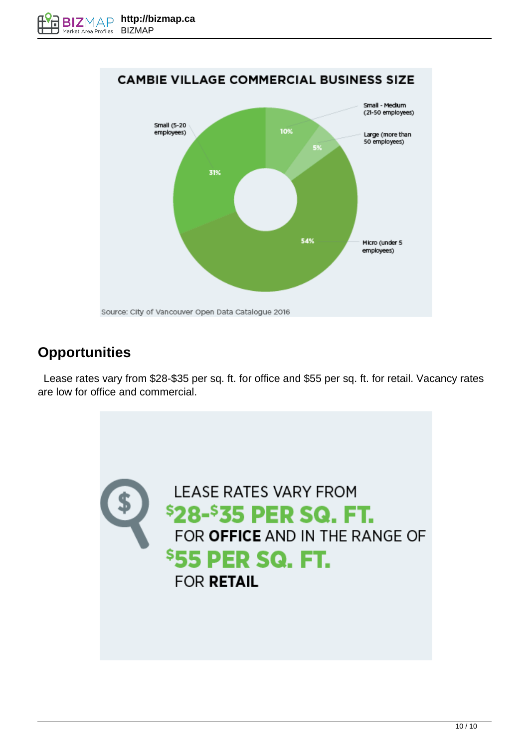CAMBIE VILLAGE COMMERCIAL BUSINESS SIZE

Small - Medium (21-50 employees)

10%

Large (more than 50 employees)

5%

Small (5-20 employees)

31%

54%

Micro (under 5 employees)

Source: City of Vancouver Open Data Catalogue 2016

## Opportunities

Lease rates vary from $28-$35 per sq. ft. for office and $55 per sq. ft. for retail. Vacancy rates are low for office and commercial.

LEASE RATES VARY FROM

$28-$35 PER SQ. FT.

FOR **OFFICE** AND IN THE RANGE OF

$55 PER SQ. FT.

FOR **RETAIL**